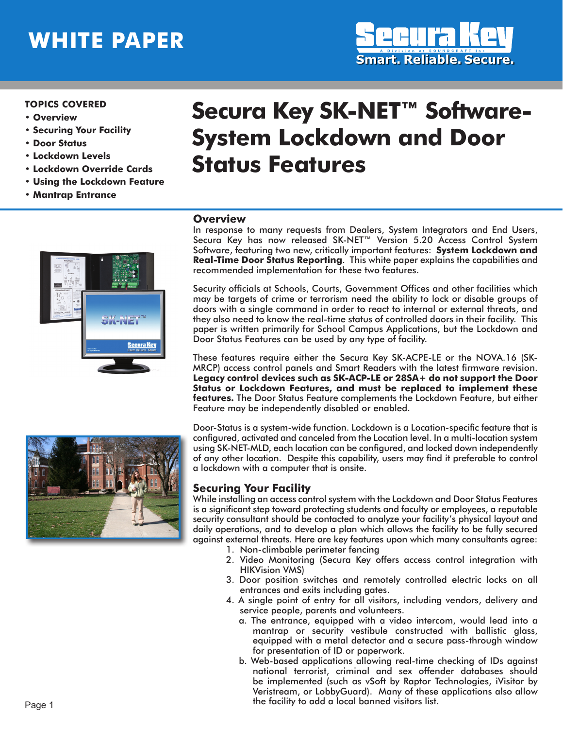WHITE PAPER

**TOPICS COVERED**

- Overview
- Securing Your Facility
- Door Status
- Lockdown Levels
- Lockdown Override Cards
- Using the Lockdown Feature
- Mantrap Entrance

# Secura Key SK-NET™ Software-System Lockdown and Door Status Features

## Overview

In response to many requests from Dealers, System Integrators and End Users, Secura Key has now released SK-NET™ Version 5.20 Access Control System Software, featuring two new, critically important features: **System Lockdown and Real-Time Door Status Reporting**. This white paper explains the capabilities and recommended implementation for these two features.

Security officials at Schools, Courts, Government Offices and other facilities which may be targets of crime or terrorism need the ability to lock or disable groups of doors with a single command in order to react to internal or external threats, and they also need to know the real-time status of controlled doors in their facility. This paper is written primarily for School Campus Applications, but the Lockdown and Door Status Features can be used by any type of facility.

These features require either the Secura Key SK-ACPE-LE or the NOVA.16 (SK-MRCP) access control panels and Smart Readers with the latest firmware revision. **Legacy control devices such as SK-ACP-LE or 28SA+ do not support the Door Status or Lockdown Features, and must be replaced to implement these features.** The Door Status Feature complements the Lockdown Feature, but either Feature may be independently disabled or enabled.

Door-Status is a system-wide function. Lockdown is a Location-specific feature that is configured, activated and canceled from the Location level. In a multi-location system using SK-NET-MLD, each location can be configured, and locked down independently of any other location. Despite this capability, users may find it preferable to control a lockdown with a computer that is onsite.

## Securing Your Facility

While installing an access control system with the Lockdown and Door Status Features is a significant step toward protecting students and faculty or employees, a reputable security consultant should be contacted to analyze your facility's physical layout and daily operations, and to develop a plan which allows the facility to be fully secured against external threats. Here are key features upon which many consultants agree:

1. Non-climbable perimeter fencing
2. Video Monitoring (Secura Key offers access control integration with HIKVision VMS)
3. Door position switches and remotely controlled electric locks on all entrances and exits including gates.
4. A single point of entry for all visitors, including vendors, delivery and service people, parents and volunteers.
   a. The entrance, equipped with a video intercom, would lead into a mantrap or security vestibule constructed with ballistic glass, equipped with a metal detector and a secure pass-through window for presentation of ID or paperwork.
   b. Web-based applications allowing real-time checking of IDs against national terrorist, criminal and sex offender databases should be implemented (such as vSoft by Raptor Technologies, iVisitor by Veristream, or LobbyGuard). Many of these applications also allow the facility to add a local banned visitors list.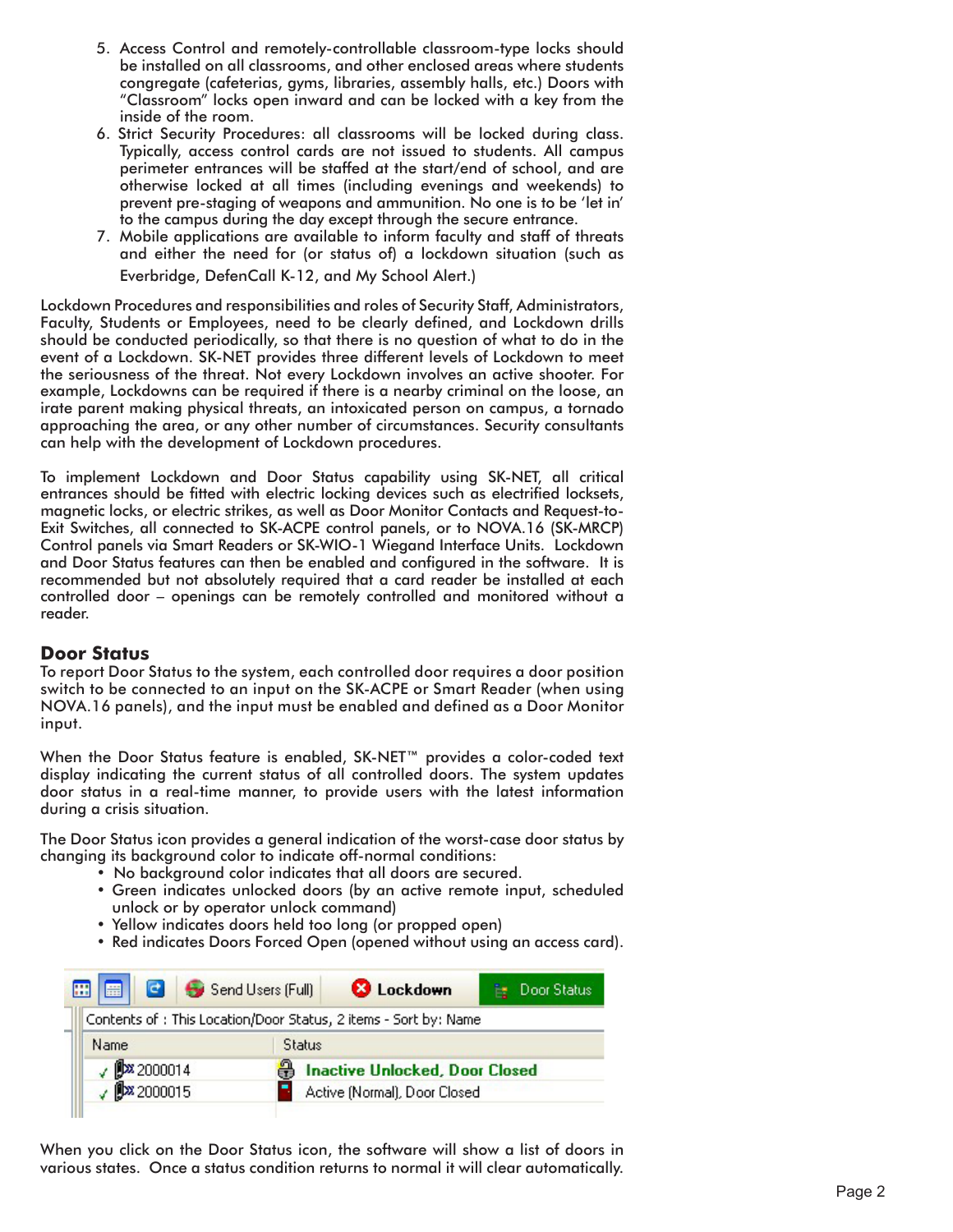5. Access Control and remotely-controllable classroom-type locks should be installed on all classrooms, and other enclosed areas where students congregate (cafeterias, gyms, libraries, assembly halls, etc.) Doors with "Classroom" locks open inward and can be locked with a key from the inside of the room.
6. Strict Security Procedures: all classrooms will be locked during class. Typically, access control cards are not issued to students. All campus perimeter entrances will be staffed at the start/end of school, and are otherwise locked at all times (including evenings and weekends) to prevent pre-staging of weapons and ammunition. No one is to be 'let in' to the campus during the day except through the secure entrance.
7. Mobile applications are available to inform faculty and staff of threats and either the need for (or status of) a lockdown situation (such as Everbridge, DefenCall K-12, and My School Alert.)

Lockdown Procedures and responsibilities and roles of Security Staff, Administrators, Faculty, Students or Employees, need to be clearly defined, and Lockdown drills should be conducted periodically, so that there is no question of what to do in the event of a Lockdown. SK-NET provides three different levels of Lockdown to meet the seriousness of the threat. Not every Lockdown involves an active shooter. For example, Lockdowns can be required if there is a nearby criminal on the loose, an irate parent making physical threats, an intoxicated person on campus, a tornado approaching the area, or any other number of circumstances. Security consultants can help with the development of Lockdown procedures.

To implement Lockdown and Door Status capability using SK-NET, all critical entrances should be fitted with electric locking devices such as electrified locksets, magnetic locks, or electric strikes, as well as Door Monitor Contacts and Request-to-Exit Switches, all connected to SK-ACPE control panels, or to NOVA.16 (SK-MRCP) Control panels via Smart Readers or SK-WIO-1 Wiegand Interface Units. Lockdown and Door Status features can then be enabled and configured in the software. It is recommended but not absolutely required that a card reader be installed at each controlled door – openings can be remotely controlled and monitored without a reader.

## Door Status

To report Door Status to the system, each controlled door requires a door position switch to be connected to an input on the SK-ACPE or Smart Reader (when using NOVA.16 panels), and the input must be enabled and defined as a Door Monitor input.

When the Door Status feature is enabled, SK-NET™ provides a color-coded text display indicating the current status of all controlled doors. The system updates door status in a real-time manner, to provide users with the latest information during a crisis situation.

The Door Status icon provides a general indication of the worst-case door status by changing its background color to indicate off-normal conditions:

- No background color indicates that all doors are secured.
- Green indicates unlocked doors (by an active remote input, scheduled unlock or by operator unlock command)
- Yellow indicates doors held too long (or propped open)
- Red indicates Doors Forced Open (opened without using an access card).

Send Users (Full) | Lockdown | Door Status

Contents of : This Location/Door Status, 2 items - Sort by: Name

| Name | Status |
| --- | --- |
| 2000014 | Inactive Unlocked, Door Closed |
| 2000015 | Active (Normal), Door Closed |

When you click on the Door Status icon, the software will show a list of doors in various states. Once a status condition returns to normal it will clear automatically.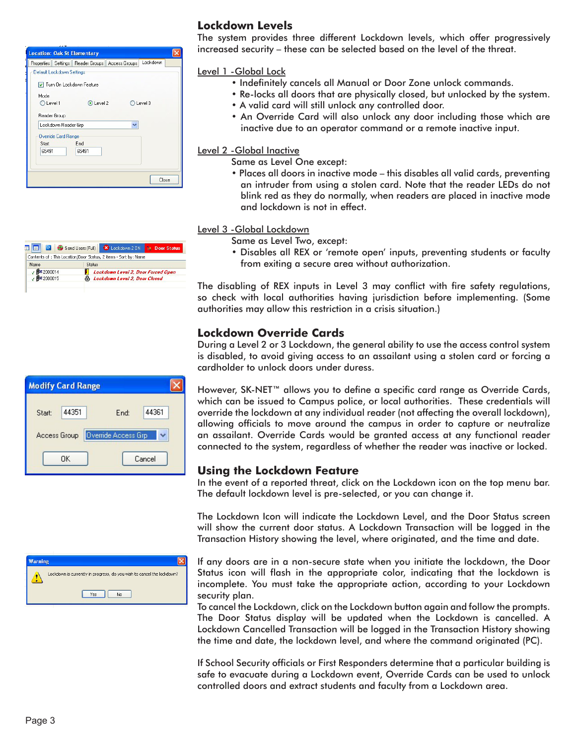## Lockdown Levels

The system provides three different Lockdown levels, which offer progressively increased security – these can be selected based on the level of the threat.

Level 1 -Global Lock

- Indefinitely cancels all Manual or Door Zone unlock commands.
- Re-locks all doors that are physically closed, but unlocked by the system.
- A valid card will still unlock any controlled door.
- An Override Card will also unlock any door including those which are inactive due to an operator command or a remote inactive input.

Level 2 -Global Inactive

Same as Level One except:

- Places all doors in inactive mode – this disables all valid cards, preventing an intruder from using a stolen card. Note that the reader LEDs do not blink red as they do normally, when readers are placed in inactive mode and lockdown is not in effect.

Level 3 -Global Lockdown

Same as Level Two, except:

- Disables all REX or 'remote open' inputs, preventing students or faculty from exiting a secure area without authorization.

The disabling of REX inputs in Level 3 may conflict with fire safety regulations, so check with local authorities having jurisdiction before implementing. (Some authorities may allow this restriction in a crisis situation.)

## Lockdown Override Cards

During a Level 2 or 3 Lockdown, the general ability to use the access control system is disabled, to avoid giving access to an assailant using a stolen card or forcing a cardholder to unlock doors under duress.

However, SK-NET™ allows you to define a specific card range as Override Cards, which can be issued to Campus police, or local authorities. These credentials will override the lockdown at any individual reader (not affecting the overall lockdown), allowing officials to move around the campus in order to capture or neutralize an assailant. Override Cards would be granted access at any functional reader connected to the system, regardless of whether the reader was inactive or locked.

## Using the Lockdown Feature

In the event of a reported threat, click on the Lockdown icon on the top menu bar. The default lockdown level is pre-selected, or you can change it.

The Lockdown Icon will indicate the Lockdown Level, and the Door Status screen will show the current door status. A Lockdown Transaction will be logged in the Transaction History showing the level, where originated, and the time and date.

If any doors are in a non-secure state when you initiate the lockdown, the Door Status icon will flash in the appropriate color, indicating that the lockdown is incomplete. You must take the appropriate action, according to your Lockdown security plan.

To cancel the Lockdown, click on the Lockdown button again and follow the prompts. The Door Status display will be updated when the Lockdown is cancelled. A Lockdown Cancelled Transaction will be logged in the Transaction History showing the time and date, the lockdown level, and where the command originated (PC).

If School Security officials or First Responders determine that a particular building is safe to evacuate during a Lockdown event, Override Cards can be used to unlock controlled doors and extract students and faculty from a Lockdown area.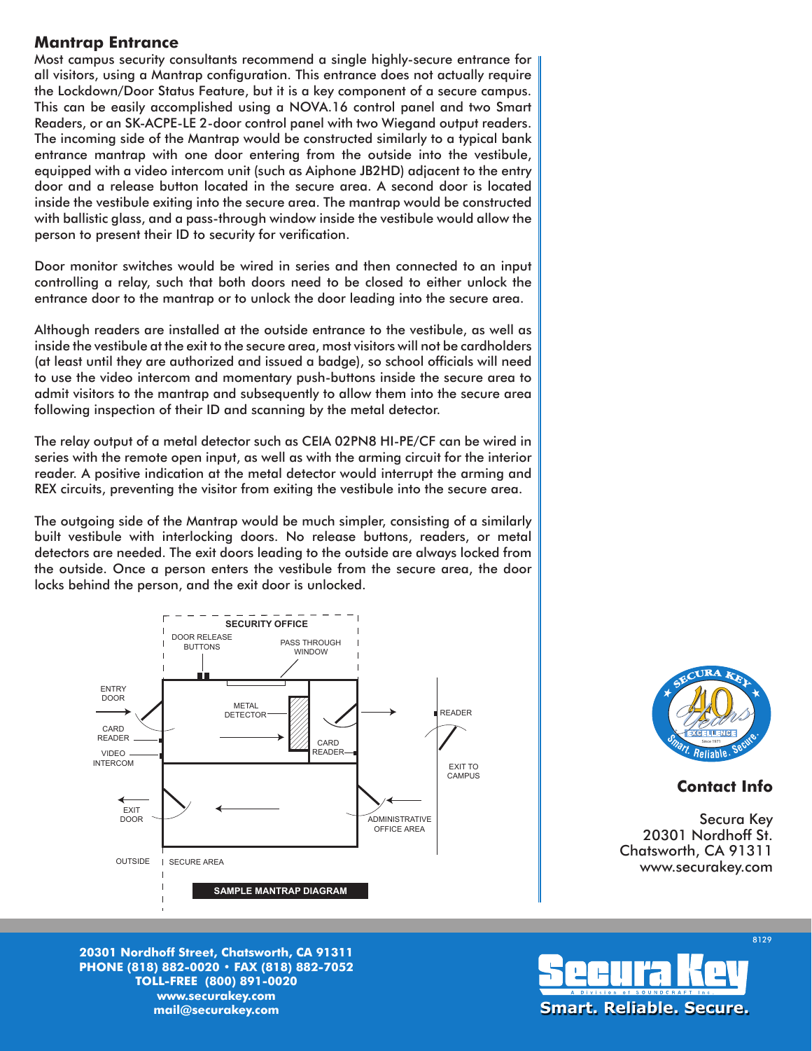## Mantrap Entrance

Most campus security consultants recommend a single highly-secure entrance for all visitors, using a Mantrap configuration. This entrance does not actually require the Lockdown/Door Status Feature, but it is a key component of a secure campus. This can be easily accomplished using a NOVA.16 control panel and two Smart Readers, or an SK-ACPE-LE 2-door control panel with two Wiegand output readers. The incoming side of the Mantrap would be constructed similarly to a typical bank entrance mantrap with one door entering from the outside into the vestibule, equipped with a video intercom unit (such as Aiphone JB2HD) adjacent to the entry door and a release button located in the secure area. A second door is located inside the vestibule exiting into the secure area. The mantrap would be constructed with ballistic glass, and a pass-through window inside the vestibule would allow the person to present their ID to security for verification.

Door monitor switches would be wired in series and then connected to an input controlling a relay, such that both doors need to be closed to either unlock the entrance door to the mantrap or to unlock the door leading into the secure area.

Although readers are installed at the outside entrance to the vestibule, as well as inside the vestibule at the exit to the secure area, most visitors will not be cardholders (at least until they are authorized and issued a badge), so school officials will need to use the video intercom and momentary push-buttons inside the secure area to admit visitors to the mantrap and subsequently to allow them into the secure area following inspection of their ID and scanning by the metal detector.

The relay output of a metal detector such as CEIA 02PN8 HI-PE/CF can be wired in series with the remote open input, as well as with the arming circuit for the interior reader. A positive indication at the metal detector would interrupt the arming and REX circuits, preventing the visitor from exiting the vestibule into the secure area.

The outgoing side of the Mantrap would be much simpler, consisting of a similarly built vestibule with interlocking doors. No release buttons, readers, or metal detectors are needed. The exit doors leading to the outside are always locked from the outside. Once a person enters the vestibule from the secure area, the door locks behind the person, and the exit door is unlocked.

SECURITY OFFICE
DOOR RELEASE BUTTONS
PASS THROUGH WINDOW
ENTRY DOOR
METAL DETECTOR
READER
CARD READER
CARD READER
VIDEO INTERCOM
EXIT TO CAMPUS
EXIT DOOR
ADMINISTRATIVE OFFICE AREA
OUTSIDE
SECURE AREA

**SAMPLE MANTRAP DIAGRAM**

### Contact Info

Secura Key
20301 Nordhoff St.
Chatsworth, CA 91311
www.securakey.com

**20301 Nordhoff Street, Chatsworth, CA 91311**
**PHONE (818) 882-0020 • FAX (818) 882-7052**
**TOLL-FREE (800) 891-0020**
**www.securakey.com**
**mail@securakey.com**

8129

Secura Key
A Division of SOUNDCRAFT Inc.
Smart. Reliable. Secure.